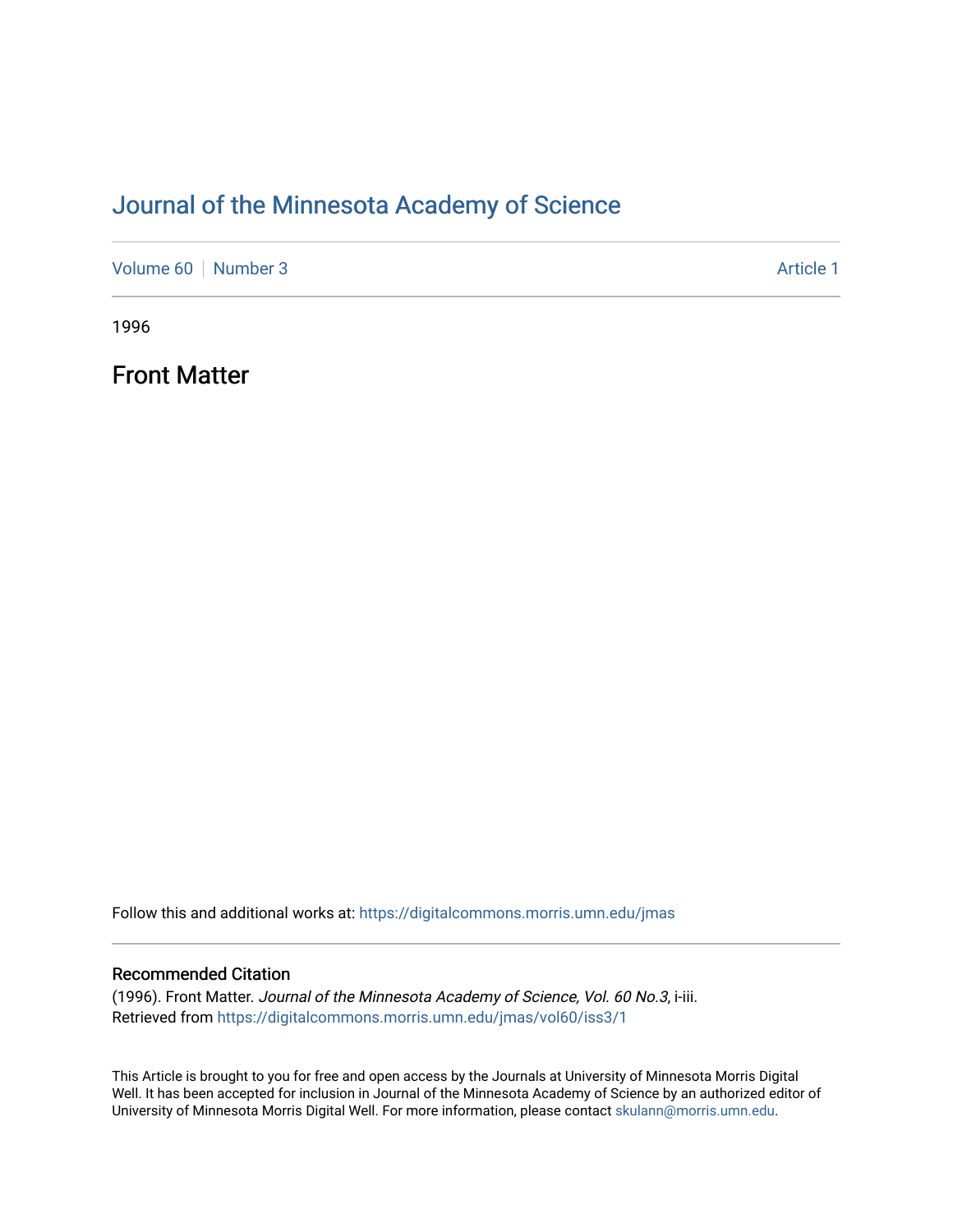# Journal of the Minnesota Academy of Science

Volume 60 | Number 3 | Article 1

1996

## Front Matter

Follow this and additional works at: https://digitalcommons.morris.umn.edu/jmas

### Recommended Citation

(1996). Front Matter. *Journal of the Minnesota Academy of Science, Vol. 60 No.3*, i-iii.
Retrieved from https://digitalcommons.morris.umn.edu/jmas/vol60/iss3/1

This Article is brought to you for free and open access by the Journals at University of Minnesota Morris Digital Well. It has been accepted for inclusion in Journal of the Minnesota Academy of Science by an authorized editor of University of Minnesota Morris Digital Well. For more information, please contact skulann@morris.umn.edu.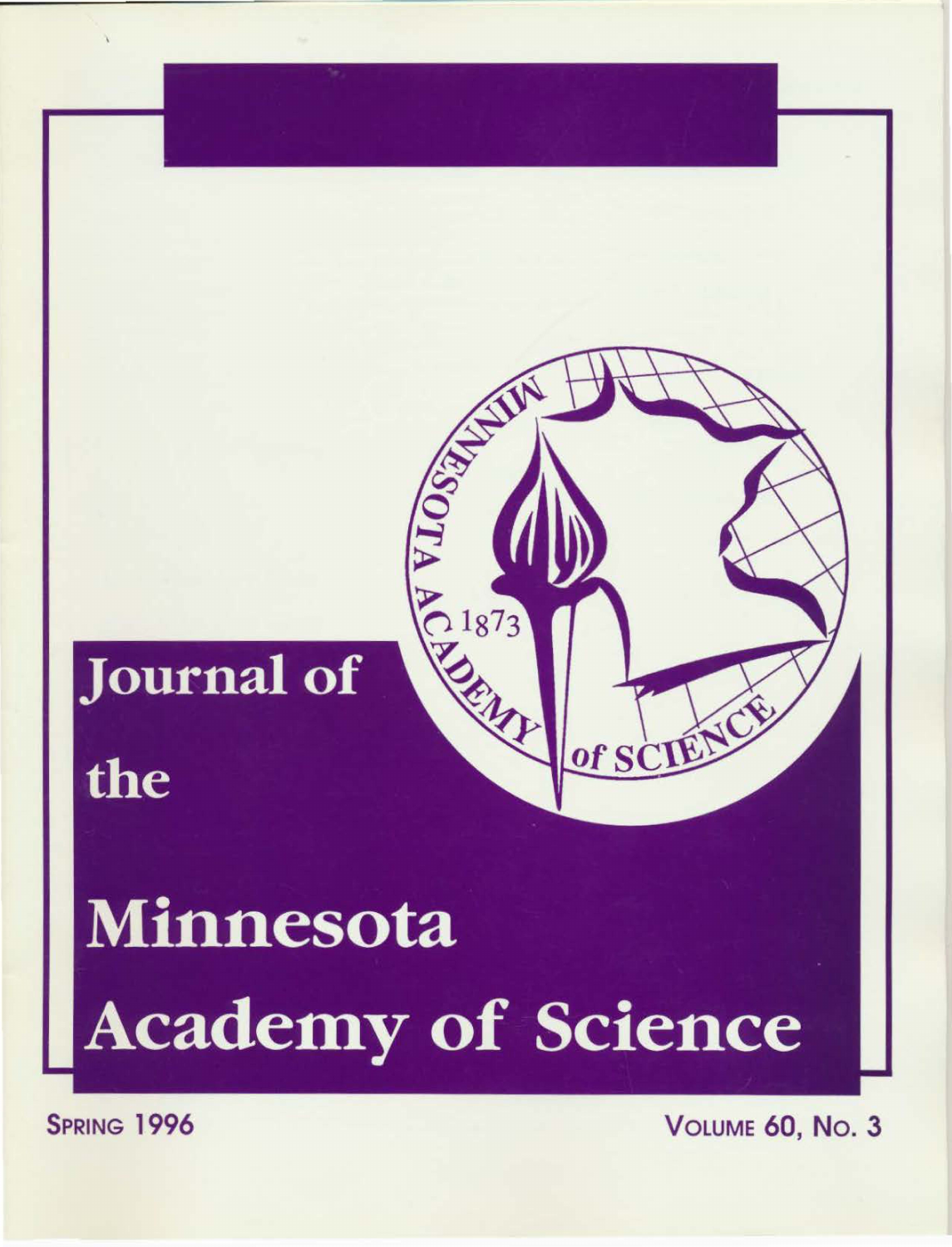# Journal of the Minnesota Academy of Science

SPRING 1996

VOLUME 60, NO. 3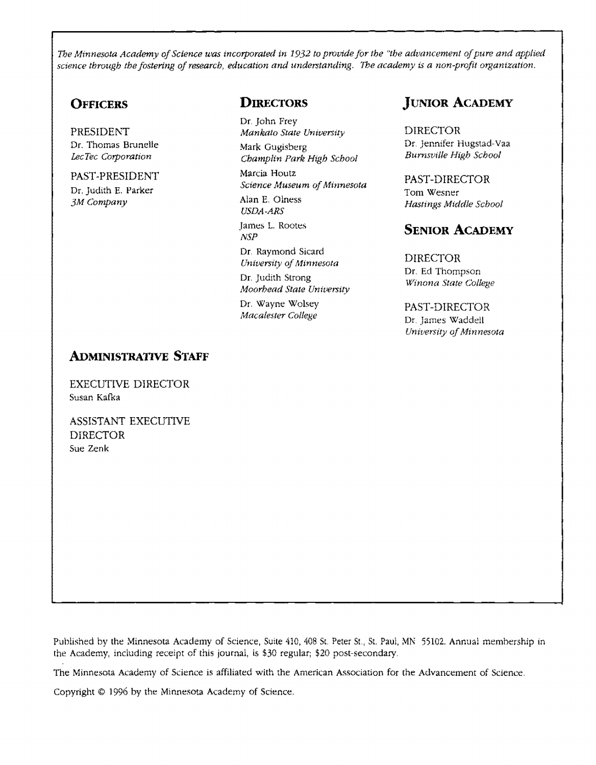*The Minnesota Academy of Science was incorporated in 1932 to provide for the "the advancement of pure and applied science through the fostering of research, education and understanding. The academy is a non-profit organization.*

## Officers

PRESIDENT
Dr. Thomas Brunelle
*LecTec Corporation*

PAST-PRESIDENT
Dr. Judith E. Parker
*3M Company*

## Directors

Dr. John Frey
*Mankato State University*

Mark Gugisberg
*Champlin Park High School*

Marcia Houtz
*Science Museum of Minnesota*

Alan E. Olness
*USDA-ARS*

James L. Rootes
*NSP*

Dr. Raymond Sicard
*University of Minnesota*

Dr. Judith Strong
*Moorhead State University*

Dr. Wayne Wolsey
*Macalester College*

## Junior Academy

DIRECTOR
Dr. Jennifer Hugstad-Vaa
*Burnsville High School*

PAST-DIRECTOR
Tom Wesner
*Hastings Middle School*

## Senior Academy

DIRECTOR
Dr. Ed Thompson
*Winona State College*

PAST-DIRECTOR
Dr. James Waddell
*University of Minnesota*

## Administrative Staff

EXECUTIVE DIRECTOR
Susan Kafka

ASSISTANT EXECUTIVE DIRECTOR
Sue Zenk

Published by the Minnesota Academy of Science, Suite 410, 408 St. Peter St., St. Paul, MN 55102. Annual membership in the Academy, including receipt of this journal, is $30 regular; $20 post-secondary.

The Minnesota Academy of Science is affiliated with the American Association for the Advancement of Science.

Copyright © 1996 by the Minnesota Academy of Science.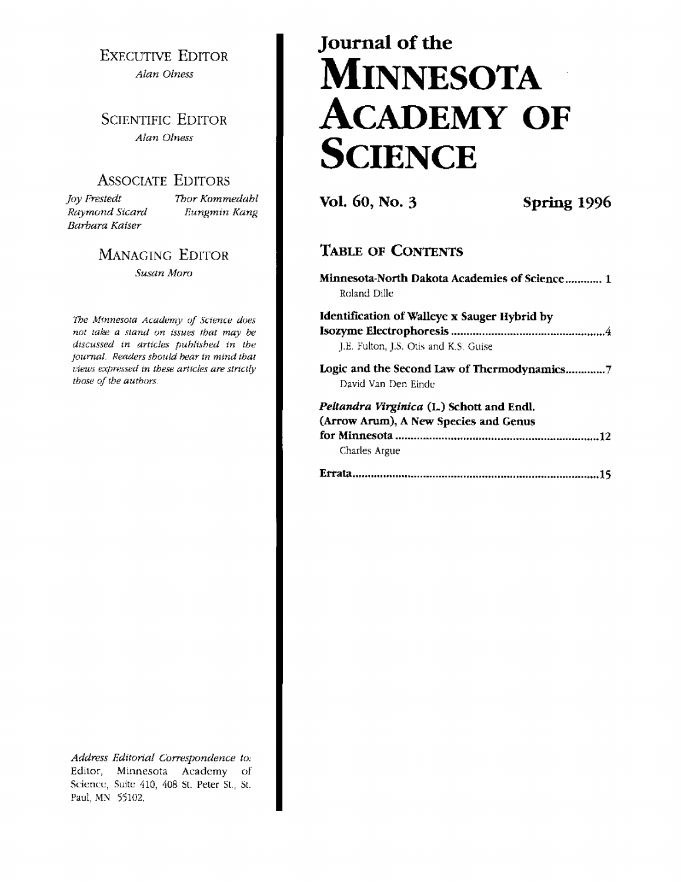Executive Editor

*Alan Olness*

Scientific Editor

*Alan Olness*

Associate Editors

*Joy Frestedt* | *Thor Kommedahl*
*Raymond Sicard* | *Eungmin Kang*
*Barbara Kaiser*

Managing Editor

*Susan Moro*

*The Minnesota Academy of Science does not take a stand on issues that may be discussed in articles published in the journal. Readers should bear in mind that views expressed in these articles are strictly those of the authors.*

*Address Editorial Correspondence to:* Editor, Minnesota Academy of Science, Suite 410, 408 St. Peter St., St. Paul, MN 55102.

# Journal of the MINNESOTA ACADEMY OF SCIENCE

**Vol. 60, No. 3** **Spring 1996**

## Table of Contents

**Minnesota-North Dakota Academies of Science** ............ 1
Roland Dille

**Identification of Walleye x Sauger Hybrid by Isozyme Electrophoresis** .................................................. 4
J.E. Fulton, J.S. Otis and K.S. Guise

**Logic and the Second Law of Thermodynamics** ............. 7
David Van Den Einde

***Peltandra Virginica* (L.) Schott and Endl. (Arrow Arum), A New Species and Genus for Minnesota** .................................................................. 12
Charles Argue

**Errata** ................................................................................ 15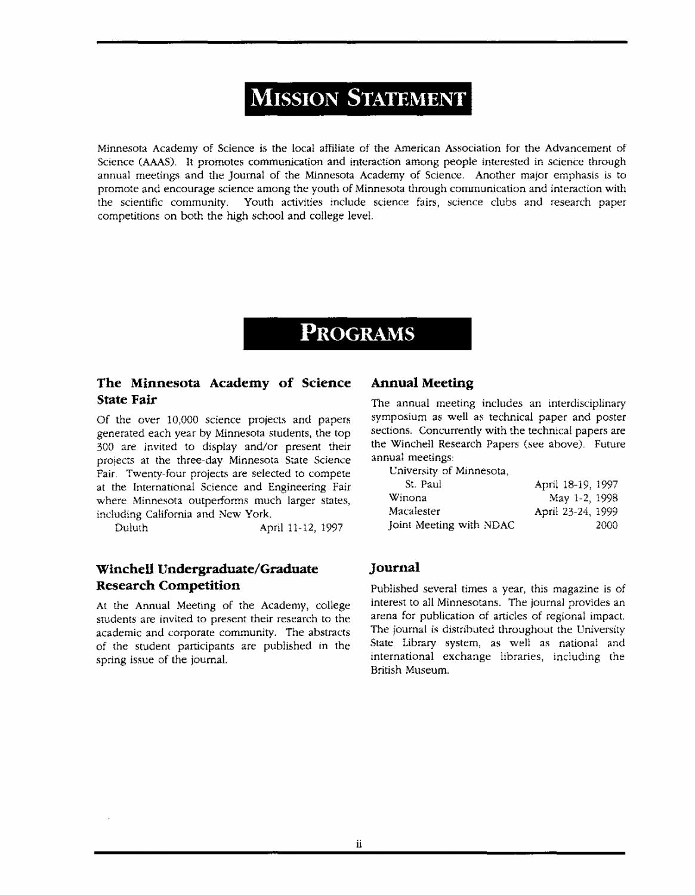# Mission Statement

Minnesota Academy of Science is the local affiliate of the American Association for the Advancement of Science (AAAS). It promotes communication and interaction among people interested in science through annual meetings and the Journal of the Minnesota Academy of Science. Another major emphasis is to promote and encourage science among the youth of Minnesota through communication and interaction with the scientific community. Youth activities include science fairs, science clubs and research paper competitions on both the high school and college level.

# Programs

### The Minnesota Academy of Science State Fair

Of the over 10,000 science projects and papers generated each year by Minnesota students, the top 300 are invited to display and/or present their projects at the three-day Minnesota State Science Fair. Twenty-four projects are selected to compete at the International Science and Engineering Fair where Minnesota outperforms much larger states, including California and New York.

| | |
|---|---|
| Duluth | April 11-12, 1997 |

### Winchell Undergraduate/Graduate Research Competition

At the Annual Meeting of the Academy, college students are invited to present their research to the academic and corporate community. The abstracts of the student participants are published in the spring issue of the journal.

### Annual Meeting

The annual meeting includes an interdisciplinary symposium as well as technical paper and poster sections. Concurrently with the technical papers are the Winchell Research Papers (see above). Future annual meetings:

| | |
|---|---|
| University of Minnesota, St. Paul | April 18-19, 1997 |
| Winona | May 1-2, 1998 |
| Macalester | April 23-24, 1999 |
| Joint Meeting with NDAC | 2000 |

### Journal

Published several times a year, this magazine is of interest to all Minnesotans. The journal provides an arena for publication of articles of regional impact. The journal is distributed throughout the University State Library system, as well as national and international exchange libraries, including the British Museum.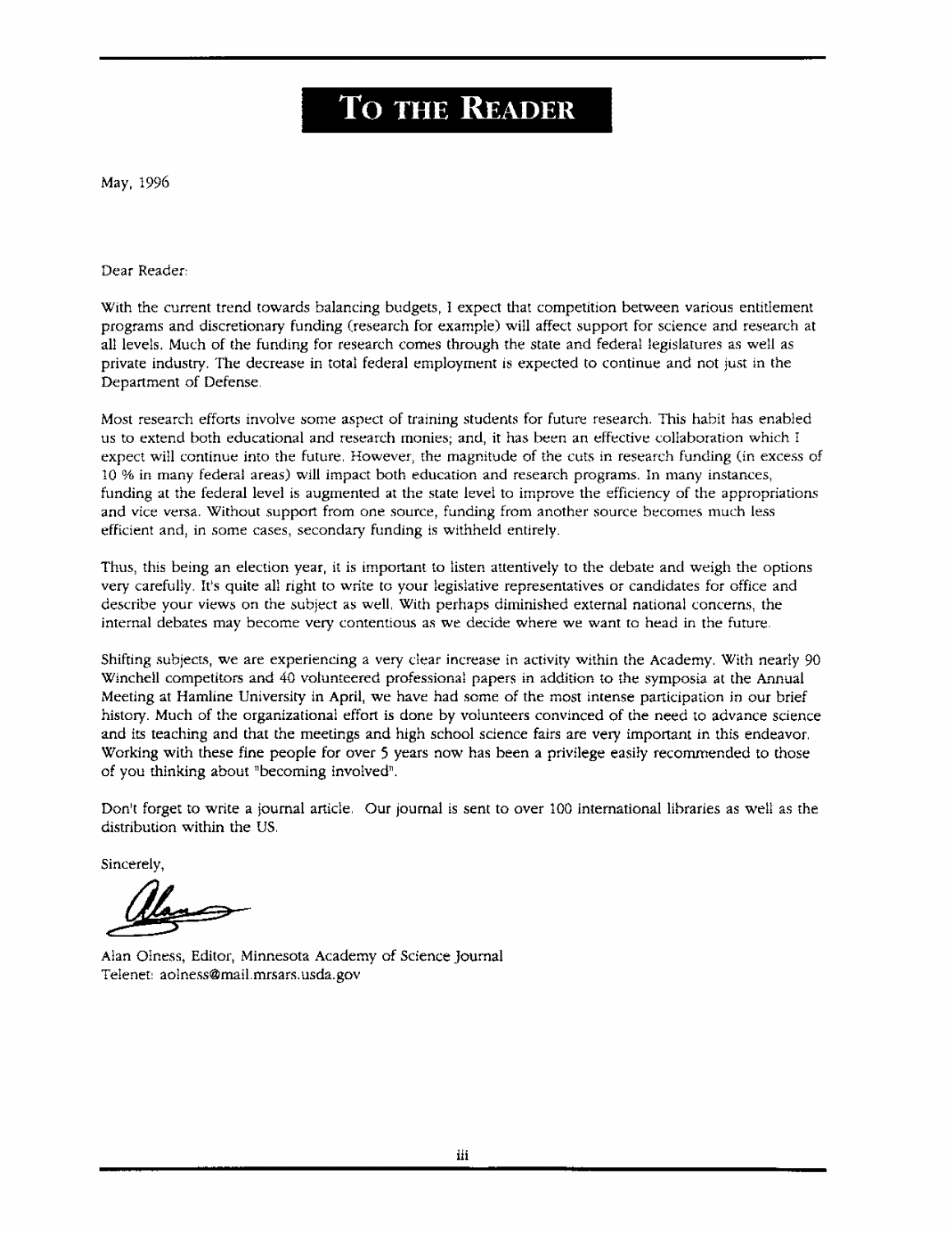# To the Reader

May, 1996

Dear Reader:

With the current trend towards balancing budgets, I expect that competition between various entitlement programs and discretionary funding (research for example) will affect support for science and research at all levels. Much of the funding for research comes through the state and federal legislatures as well as private industry. The decrease in total federal employment is expected to continue and not just in the Department of Defense.

Most research efforts involve some aspect of training students for future research. This habit has enabled us to extend both educational and research monies; and, it has been an effective collaboration which I expect will continue into the future. However, the magnitude of the cuts in research funding (in excess of 10 % in many federal areas) will impact both education and research programs. In many instances, funding at the federal level is augmented at the state level to improve the efficiency of the appropriations and vice versa. Without support from one source, funding from another source becomes much less efficient and, in some cases, secondary funding is withheld entirely.

Thus, this being an election year, it is important to listen attentively to the debate and weigh the options very carefully. It's quite all right to write to your legislative representatives or candidates for office and describe your views on the subject as well. With perhaps diminished external national concerns, the internal debates may become very contentious as we decide where we want to head in the future.

Shifting subjects, we are experiencing a very clear increase in activity within the Academy. With nearly 90 Winchell competitors and 40 volunteered professional papers in addition to the symposia at the Annual Meeting at Hamline University in April, we have had some of the most intense participation in our brief history. Much of the organizational effort is done by volunteers convinced of the need to advance science and its teaching and that the meetings and high school science fairs are very important in this endeavor. Working with these fine people for over 5 years now has been a privilege easily recommended to those of you thinking about "becoming involved".

Don't forget to write a journal article. Our journal is sent to over 100 international libraries as well as the distribution within the US.

Sincerely,

Alan Olness, Editor, Minnesota Academy of Science Journal
Telenet: aolness@mail.mrsars.usda.gov